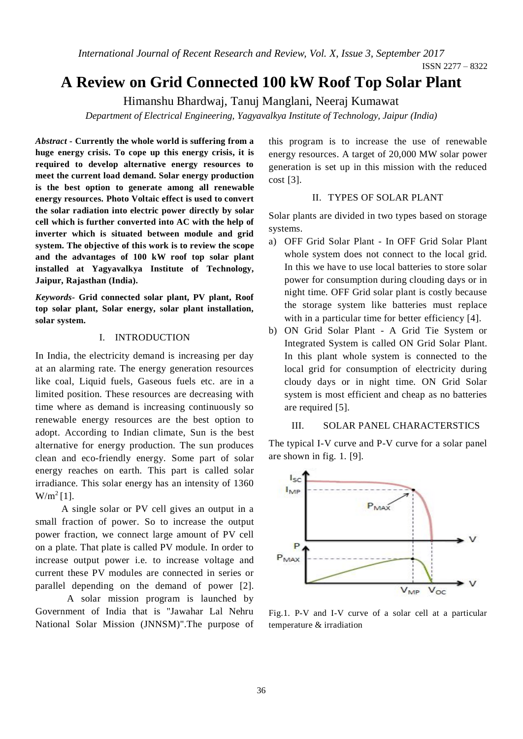# A Review on Grid Connected 100 kW Roof Top Solar Plant

Himanshu Bhardwaj, Tanuj Manglani, Neeraj Kumawat

*Department of Electrical Engineering, Yagyavalkya Institute of Technology, Jaipur (India)*

***Abstract* - Currently the whole world is suffering from a huge energy crisis. To cope up this energy crisis, it is required to develop alternative energy resources to meet the current load demand. Solar energy production is the best option to generate among all renewable energy resources. Photo Voltaic effect is used to convert the solar radiation into electric power directly by solar cell which is further converted into AC with the help of inverter which is situated between module and grid system. The objective of this work is to review the scope and the advantages of 100 kW roof top solar plant installed at Yagyavalkya Institute of Technology, Jaipur, Rajasthan (India).**

***Keywords*- Grid connected solar plant, PV plant, Roof top solar plant, Solar energy, solar plant installation, solar system.**

## I. INTRODUCTION

In India, the electricity demand is increasing per day at an alarming rate. The energy generation resources like coal, Liquid fuels, Gaseous fuels etc. are in a limited position. These resources are decreasing with time where as demand is increasing continuously so renewable energy resources are the best option to adopt. According to Indian climate, Sun is the best alternative for energy production. The sun produces clean and eco-friendly energy. Some part of solar energy reaches on earth. This part is called solar irradiance. This solar energy has an intensity of 1360 $W/m^2$ [1].

A single solar or PV cell gives an output in a small fraction of power. So to increase the output power fraction, we connect large amount of PV cell on a plate. That plate is called PV module. In order to increase output power i.e. to increase voltage and current these PV modules are connected in series or parallel depending on the demand of power [2].

A solar mission program is launched by Government of India that is "Jawahar Lal Nehru National Solar Mission (JNNSM)".The purpose of this program is to increase the use of renewable energy resources. A target of 20,000 MW solar power generation is set up in this mission with the reduced cost [3].

## II. TYPES OF SOLAR PLANT

Solar plants are divided in two types based on storage systems.

a) OFF Grid Solar Plant - In OFF Grid Solar Plant whole system does not connect to the local grid. In this we have to use local batteries to store solar power for consumption during clouding days or in night time. OFF Grid solar plant is costly because the storage system like batteries must replace with in a particular time for better efficiency [4].

b) ON Grid Solar Plant - A Grid Tie System or Integrated System is called ON Grid Solar Plant. In this plant whole system is connected to the local grid for consumption of electricity during cloudy days or in night time. ON Grid Solar system is most efficient and cheap as no batteries are required [5].

## III. SOLAR PANEL CHARACTERSTICS

The typical I-V curve and P-V curve for a solar panel are shown in fig. 1. [9].

Fig.1. P-V and I-V curve of a solar cell at a particular temperature & irradiation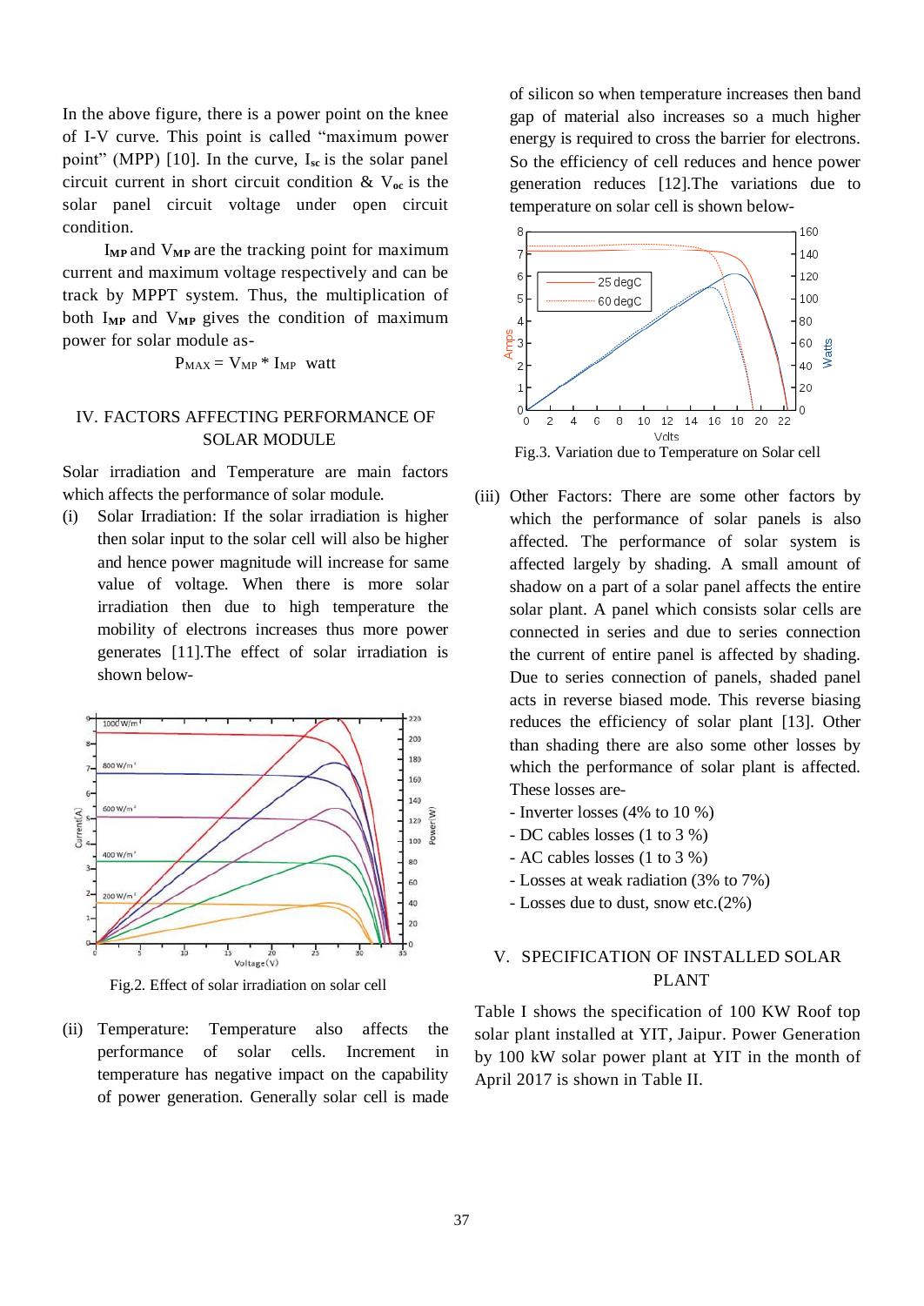In the above figure, there is a power point on the knee of I-V curve. This point is called "maximum power point" (MPP) [10]. In the curve, $I_{sc}$ is the solar panel circuit current in short circuit condition & $V_{oc}$ is the solar panel circuit voltage under open circuit condition.

$I_{MP}$ and $V_{MP}$ are the tracking point for maximum current and maximum voltage respectively and can be track by MPPT system. Thus, the multiplication of both $I_{MP}$ and $V_{MP}$ gives the condition of maximum power for solar module as-

$$P_{MAX} = V_{MP} * I_{MP} \text{ watt}$$

## IV. FACTORS AFFECTING PERFORMANCE OF SOLAR MODULE

Solar irradiation and Temperature are main factors which affects the performance of solar module.

(i) Solar Irradiation: If the solar irradiation is higher then solar input to the solar cell will also be higher and hence power magnitude will increase for same value of voltage. When there is more solar irradiation then due to high temperature the mobility of electrons increases thus more power generates [11].The effect of solar irradiation is shown below-

Fig.2. Effect of solar irradiation on solar cell

(ii) Temperature: Temperature also affects the performance of solar cells. Increment in temperature has negative impact on the capability of power generation. Generally solar cell is made of silicon so when temperature increases then band gap of material also increases so a much higher energy is required to cross the barrier for electrons. So the efficiency of cell reduces and hence power generation reduces [12].The variations due to temperature on solar cell is shown below-

Fig.3. Variation due to Temperature on Solar cell

(iii) Other Factors: There are some other factors by which the performance of solar panels is also affected. The performance of solar system is affected largely by shading. A small amount of shadow on a part of a solar panel affects the entire solar plant. A panel which consists solar cells are connected in series and due to series connection the current of entire panel is affected by shading. Due to series connection of panels, shaded panel acts in reverse biased mode. This reverse biasing reduces the efficiency of solar plant [13]. Other than shading there are also some other losses by which the performance of solar plant is affected. These losses are-

- Inverter losses (4% to 10 %)
- DC cables losses (1 to 3 %)
- AC cables losses (1 to 3 %)
- Losses at weak radiation (3% to 7%)
- Losses due to dust, snow etc.(2%)

## V. SPECIFICATION OF INSTALLED SOLAR PLANT

Table I shows the specification of 100 KW Roof top solar plant installed at YIT, Jaipur. Power Generation by 100 kW solar power plant at YIT in the month of April 2017 is shown in Table II.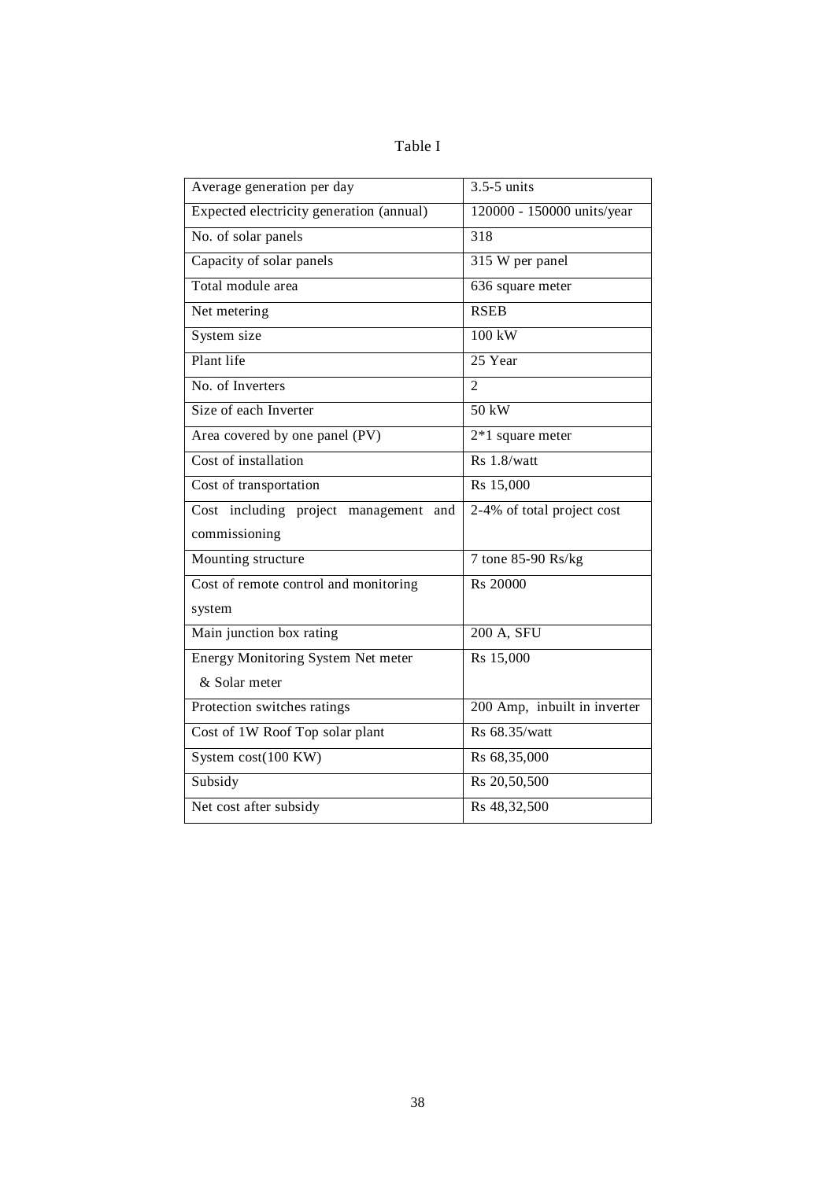Table I

| Average generation per day | 3.5-5 units |
|---|---|
| Expected electricity generation (annual) | 120000 - 150000 units/year |
| No. of solar panels | 318 |
| Capacity of solar panels | 315 W per panel |
| Total module area | 636 square meter |
| Net metering | RSEB |
| System size | 100 kW |
| Plant life | 25 Year |
| No. of Inverters | 2 |
| Size of each Inverter | 50 kW |
| Area covered by one panel (PV) | 2*1 square meter |
| Cost of installation | Rs 1.8/watt |
| Cost of transportation | Rs 15,000 |
| Cost including project management and commissioning | 2-4% of total project cost |
| Mounting structure | 7 tone 85-90 Rs/kg |
| Cost of remote control and monitoring system | Rs 20000 |
| Main junction box rating | 200 A, SFU |
| Energy Monitoring System Net meter & Solar meter | Rs 15,000 |
| Protection switches ratings | 200 Amp, inbuilt in inverter |
| Cost of 1W Roof Top solar plant | Rs 68.35/watt |
| System cost(100 KW) | Rs 68,35,000 |
| Subsidy | Rs 20,50,500 |
| Net cost after subsidy | Rs 48,32,500 |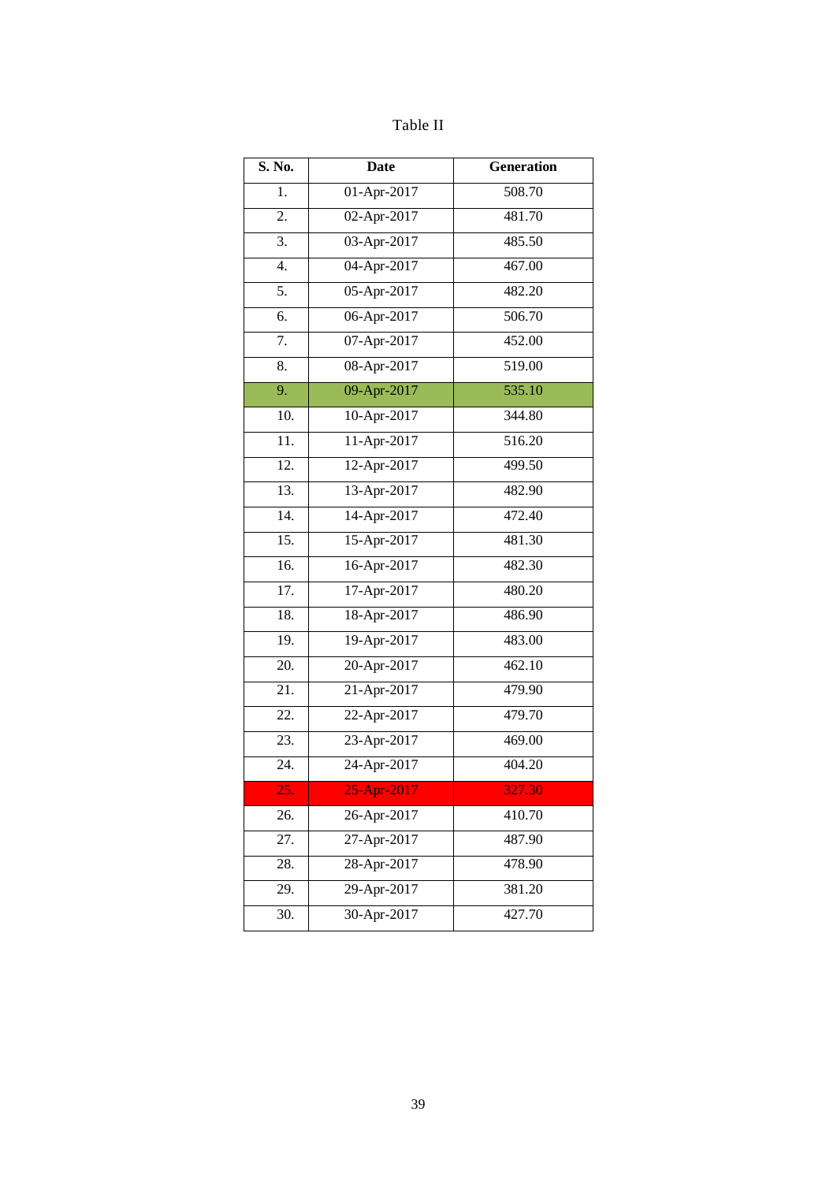Table II

| S. No. | Date | Generation |
|---|---|---|
| 1. | 01-Apr-2017 | 508.70 |
| 2. | 02-Apr-2017 | 481.70 |
| 3. | 03-Apr-2017 | 485.50 |
| 4. | 04-Apr-2017 | 467.00 |
| 5. | 05-Apr-2017 | 482.20 |
| 6. | 06-Apr-2017 | 506.70 |
| 7. | 07-Apr-2017 | 452.00 |
| 8. | 08-Apr-2017 | 519.00 |
| 9. | 09-Apr-2017 | 535.10 |
| 10. | 10-Apr-2017 | 344.80 |
| 11. | 11-Apr-2017 | 516.20 |
| 12. | 12-Apr-2017 | 499.50 |
| 13. | 13-Apr-2017 | 482.90 |
| 14. | 14-Apr-2017 | 472.40 |
| 15. | 15-Apr-2017 | 481.30 |
| 16. | 16-Apr-2017 | 482.30 |
| 17. | 17-Apr-2017 | 480.20 |
| 18. | 18-Apr-2017 | 486.90 |
| 19. | 19-Apr-2017 | 483.00 |
| 20. | 20-Apr-2017 | 462.10 |
| 21. | 21-Apr-2017 | 479.90 |
| 22. | 22-Apr-2017 | 479.70 |
| 23. | 23-Apr-2017 | 469.00 |
| 24. | 24-Apr-2017 | 404.20 |
| 25. | 25-Apr-2017 | 327.30 |
| 26. | 26-Apr-2017 | 410.70 |
| 27. | 27-Apr-2017 | 487.90 |
| 28. | 28-Apr-2017 | 478.90 |
| 29. | 29-Apr-2017 | 381.20 |
| 30. | 30-Apr-2017 | 427.70 |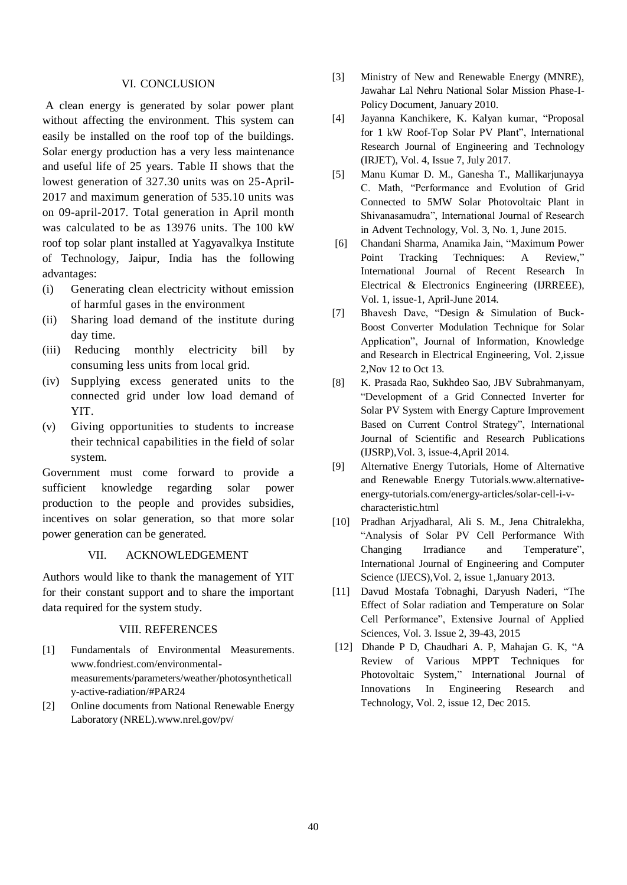## VI. CONCLUSION

A clean energy is generated by solar power plant without affecting the environment. This system can easily be installed on the roof top of the buildings. Solar energy production has a very less maintenance and useful life of 25 years. Table II shows that the lowest generation of 327.30 units was on 25-April-2017 and maximum generation of 535.10 units was on 09-april-2017. Total generation in April month was calculated to be as 13976 units. The 100 kW roof top solar plant installed at Yagyavalkya Institute of Technology, Jaipur, India has the following advantages:

- (i) Generating clean electricity without emission of harmful gases in the environment
- (ii) Sharing load demand of the institute during day time.
- (iii) Reducing monthly electricity bill by consuming less units from local grid.
- (iv) Supplying excess generated units to the connected grid under low load demand of YIT.
- (v) Giving opportunities to students to increase their technical capabilities in the field of solar system.

Government must come forward to provide a sufficient knowledge regarding solar power production to the people and provides subsidies, incentives on solar generation, so that more solar power generation can be generated.

## VII. ACKNOWLEDGEMENT

Authors would like to thank the management of YIT for their constant support and to share the important data required for the system study.

## VIII. REFERENCES

[1] Fundamentals of Environmental Measurements. www.fondriest.com/environmental-measurements/parameters/weather/photosynthetically-active-radiation/#PAR24

[2] Online documents from National Renewable Energy Laboratory (NREL).www.nrel.gov/pv/

[3] Ministry of New and Renewable Energy (MNRE), Jawahar Lal Nehru National Solar Mission Phase-I-Policy Document, January 2010.

[4] Jayanna Kanchikere, K. Kalyan kumar, "Proposal for 1 kW Roof-Top Solar PV Plant", International Research Journal of Engineering and Technology (IRJET), Vol. 4, Issue 7, July 2017.

[5] Manu Kumar D. M., Ganesha T., Mallikarjunayya C. Math, "Performance and Evolution of Grid Connected to 5MW Solar Photovoltaic Plant in Shivanasamudra", International Journal of Research in Advent Technology, Vol. 3, No. 1, June 2015.

[6] Chandani Sharma, Anamika Jain, "Maximum Power Point Tracking Techniques: A Review," International Journal of Recent Research In Electrical & Electronics Engineering (IJRREEE), Vol. 1, issue-1, April-June 2014.

[7] Bhavesh Dave, "Design & Simulation of Buck-Boost Converter Modulation Technique for Solar Application", Journal of Information, Knowledge and Research in Electrical Engineering, Vol. 2,issue 2,Nov 12 to Oct 13.

[8] K. Prasada Rao, Sukhdeo Sao, JBV Subrahmanyam, "Development of a Grid Connected Inverter for Solar PV System with Energy Capture Improvement Based on Current Control Strategy", International Journal of Scientific and Research Publications (IJSRP),Vol. 3, issue-4,April 2014.

[9] Alternative Energy Tutorials, Home of Alternative and Renewable Energy Tutorials.www.alternative-energy-tutorials.com/energy-articles/solar-cell-i-v-characteristic.html

[10] Pradhan Arjyadharal, Ali S. M., Jena Chitralekha, "Analysis of Solar PV Cell Performance With Changing Irradiance and Temperature", International Journal of Engineering and Computer Science (IJECS),Vol. 2, issue 1,January 2013.

[11] Davud Mostafa Tobnaghi, Daryush Naderi, "The Effect of Solar radiation and Temperature on Solar Cell Performance", Extensive Journal of Applied Sciences, Vol. 3. Issue 2, 39-43, 2015

[12] Dhande P D, Chaudhari A. P, Mahajan G. K, "A Review of Various MPPT Techniques for Photovoltaic System," International Journal of Innovations In Engineering Research and Technology, Vol. 2, issue 12, Dec 2015.